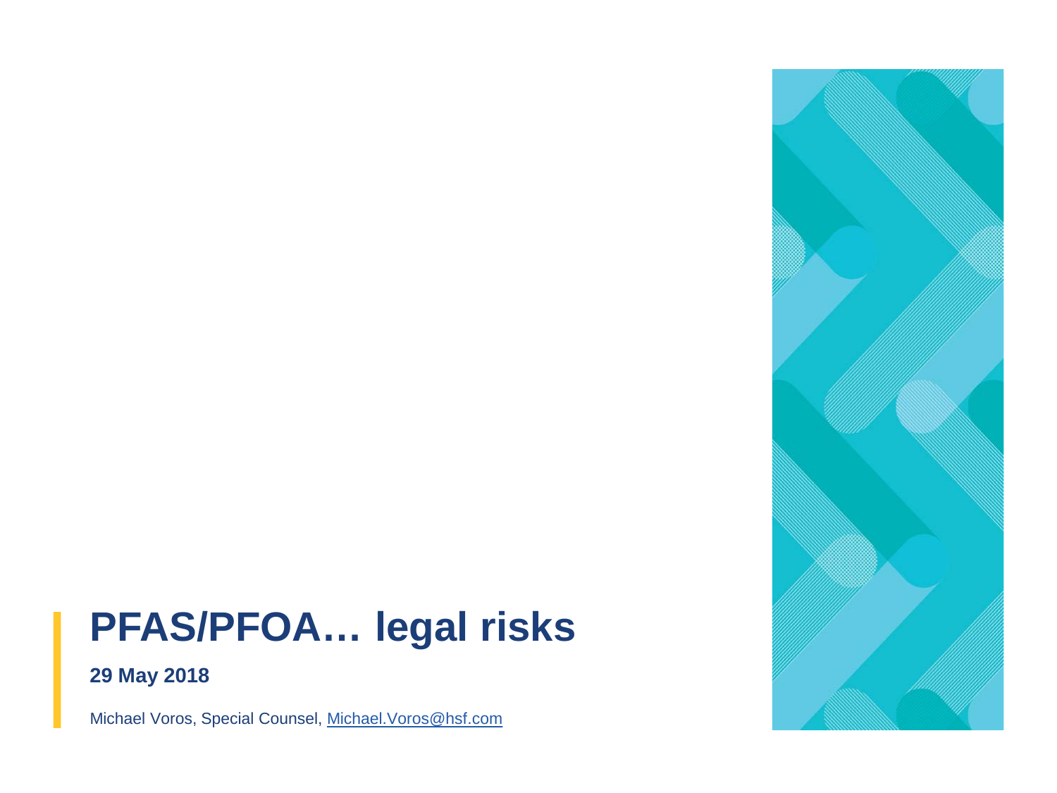# PFAS/PFOA… legal risks

**29 May 2018**

Michael Voros, Special Counsel, Michael.Voros@hsf.com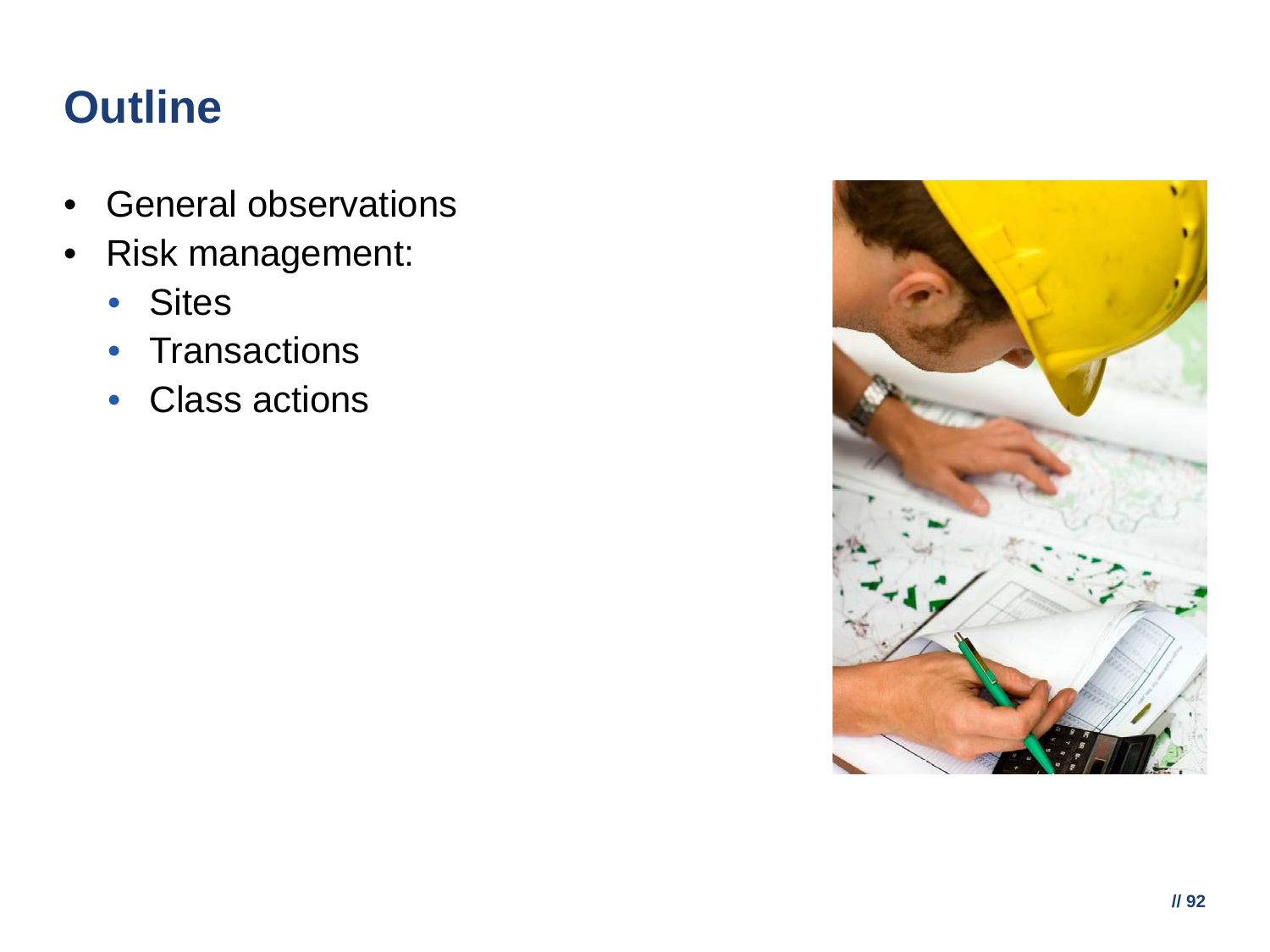# Outline

- General observations
- Risk management:
  - Sites
  - Transactions
  - Class actions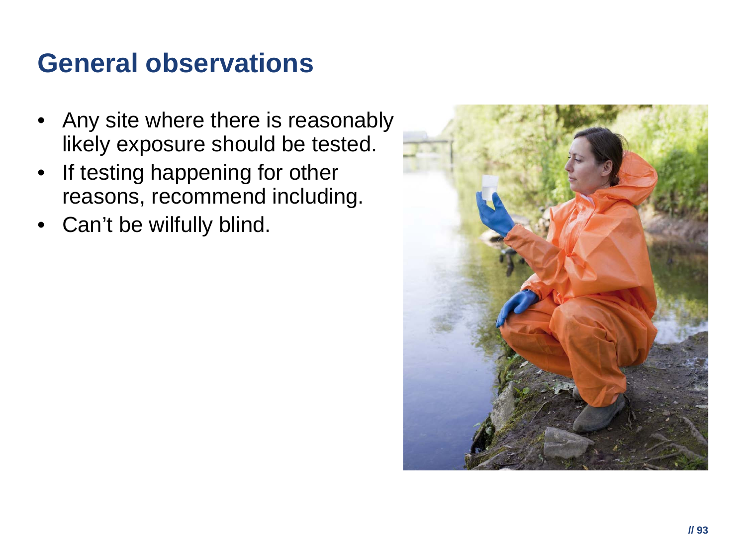# General observations

- Any site where there is reasonably likely exposure should be tested.
- If testing happening for other reasons, recommend including.
- Can't be wilfully blind.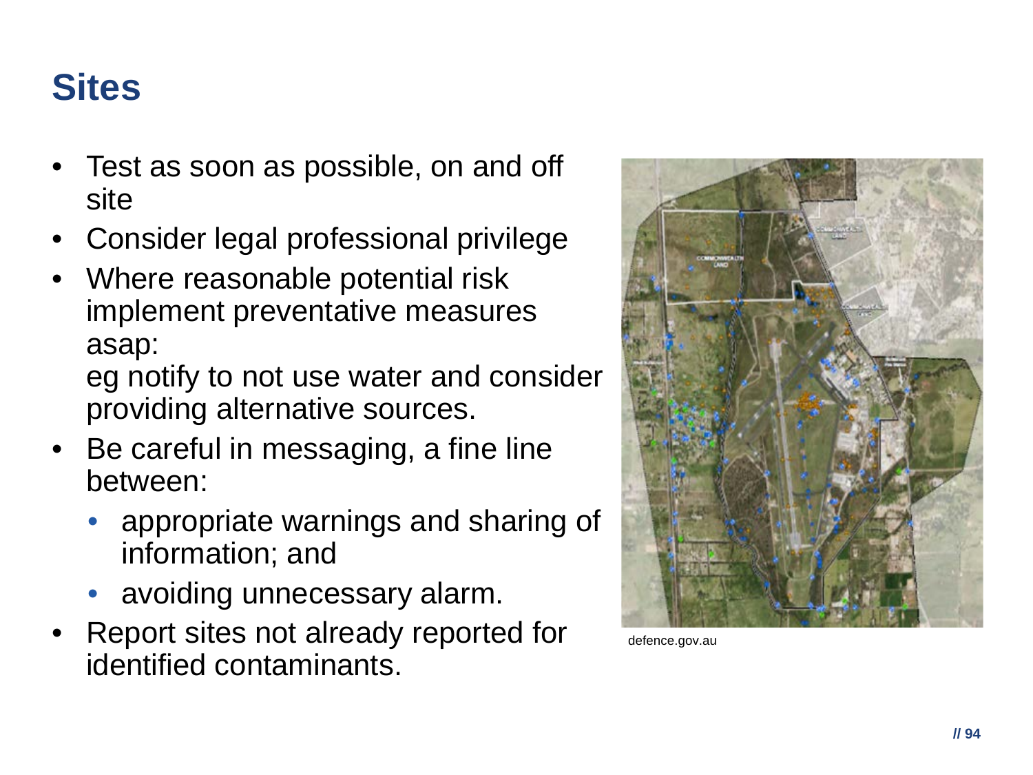# Sites

- Test as soon as possible, on and off site
- Consider legal professional privilege
- Where reasonable potential risk implement preventative measures asap:
  eg notify to not use water and consider providing alternative sources.
- Be careful in messaging, a fine line between:
  - appropriate warnings and sharing of information; and
  - avoiding unnecessary alarm.
- Report sites not already reported for identified contaminants.

defence.gov.au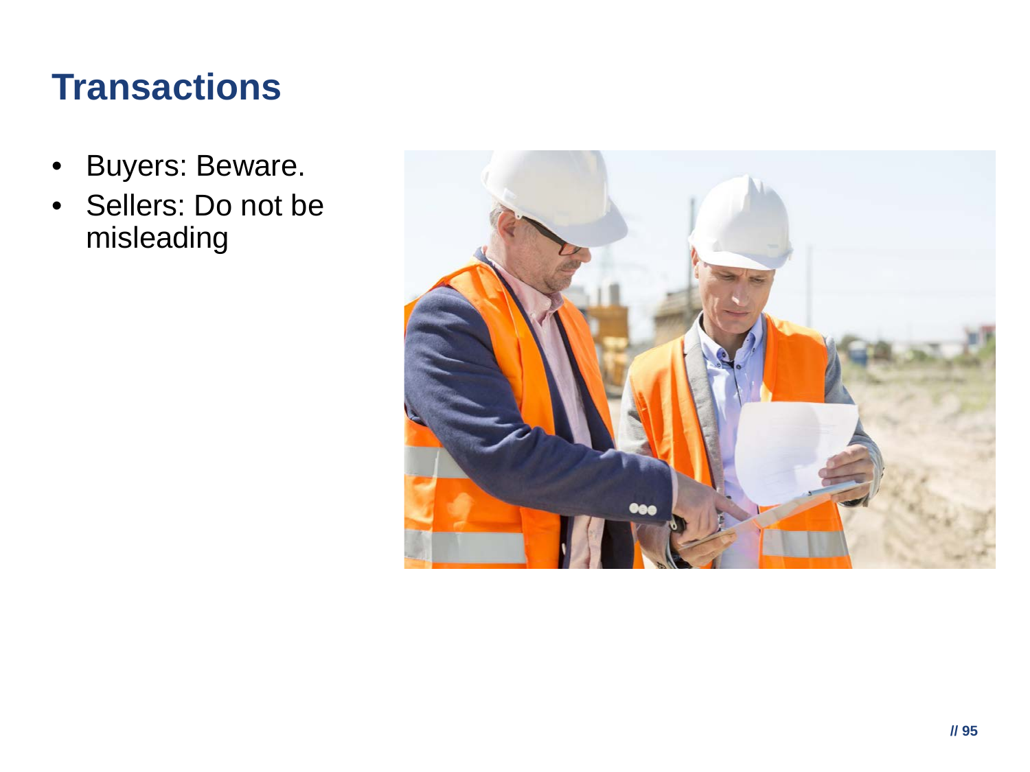# Transactions

- Buyers: Beware.
- Sellers: Do not be misleading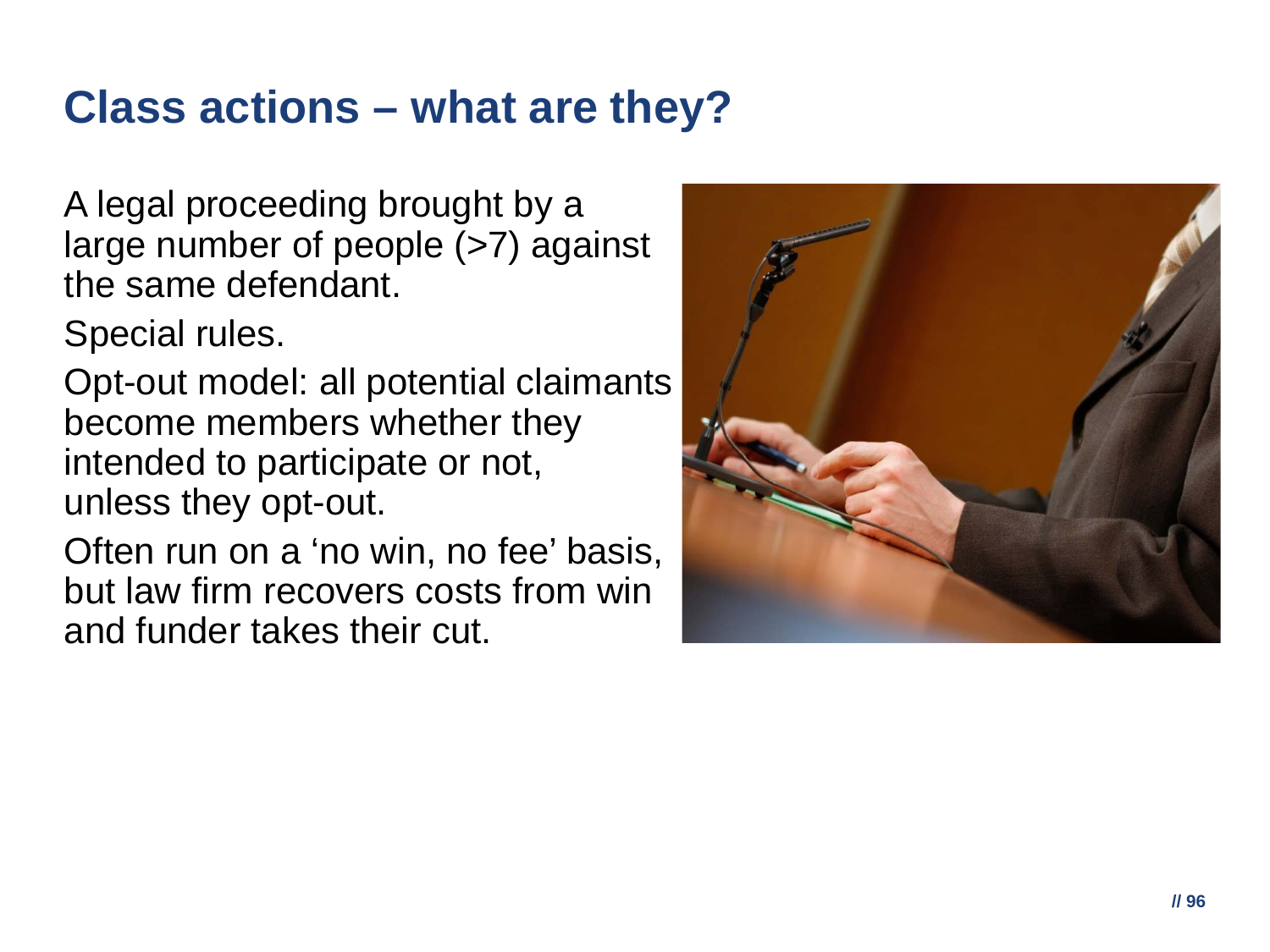# Class actions – what are they?

A legal proceeding brought by a large number of people (>7) against the same defendant.

Special rules.

Opt-out model: all potential claimants become members whether they intended to participate or not, unless they opt-out.

Often run on a 'no win, no fee' basis, but law firm recovers costs from win and funder takes their cut.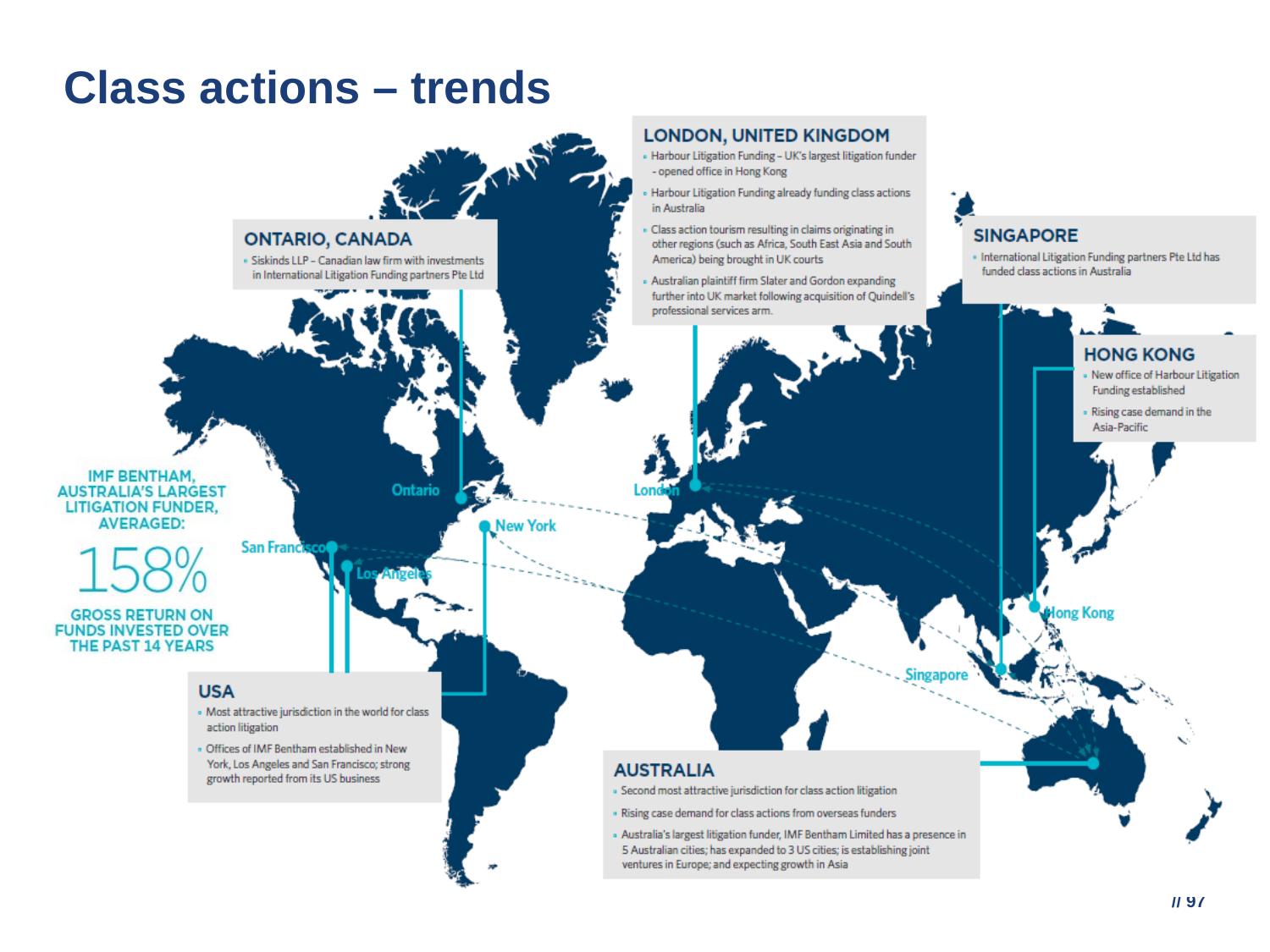# Class actions – trends

## ONTARIO, CANADA

- Siskinds LLP – Canadian law firm with investments in International Litigation Funding partners Pte Ltd

## LONDON, UNITED KINGDOM

- Harbour Litigation Funding – UK's largest litigation funder - opened office in Hong Kong
- Harbour Litigation Funding already funding class actions in Australia
- Class action tourism resulting in claims originating in other regions (such as Africa, South East Asia and South America) being brought in UK courts
- Australian plaintiff firm Slater and Gordon expanding further into UK market following acquisition of Quindell's professional services arm.

## SINGAPORE

- International Litigation Funding partners Pte Ltd has funded class actions in Australia

## HONG KONG

- New office of Harbour Litigation Funding established
- Rising case demand in the Asia-Pacific

**IMF BENTHAM, AUSTRALIA'S LARGEST LITIGATION FUNDER, AVERAGED:**

**158%**

**GROSS RETURN ON FUNDS INVESTED OVER THE PAST 14 YEARS**

## USA

- Most attractive jurisdiction in the world for class action litigation
- Offices of IMF Bentham established in New York, Los Angeles and San Francisco; strong growth reported from its US business

## AUSTRALIA

- Second most attractive jurisdiction for class action litigation
- Rising case demand for class actions from overseas funders
- Australia's largest litigation funder, IMF Bentham Limited has a presence in 5 Australian cities; has expanded to 3 US cities; is establishing joint ventures in Europe; and expecting growth in Asia

Ontario · New York · San Francisco · Los Angeles · London · Hong Kong · Singapore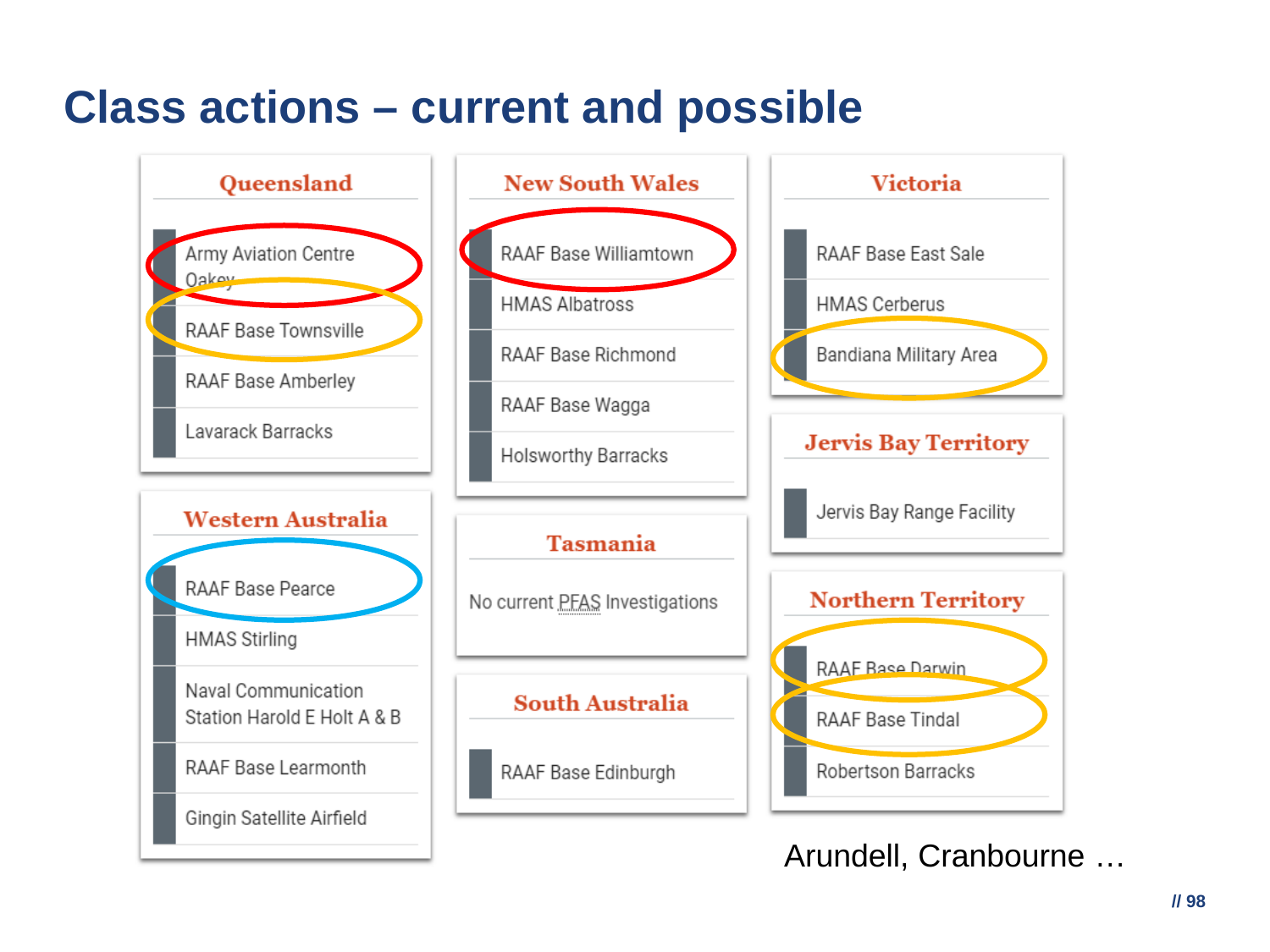# Class actions – current and possible

### Queensland

- Army Aviation Centre Oakey
- RAAF Base Townsville
- RAAF Base Amberley
- Lavarack Barracks

### Western Australia

- RAAF Base Pearce
- HMAS Stirling
- Naval Communication Station Harold E Holt A & B
- RAAF Base Learmonth
- Gingin Satellite Airfield

### New South Wales

- RAAF Base Williamtown
- HMAS Albatross
- RAAF Base Richmond
- RAAF Base Wagga
- Holsworthy Barracks

### Tasmania

No current PFAS Investigations

### South Australia

- RAAF Base Edinburgh

### Victoria

- RAAF Base East Sale
- HMAS Cerberus
- Bandiana Military Area

### Jervis Bay Territory

- Jervis Bay Range Facility

### Northern Territory

- RAAF Base Darwin
- RAAF Base Tindal
- Robertson Barracks

Arundell, Cranbourne …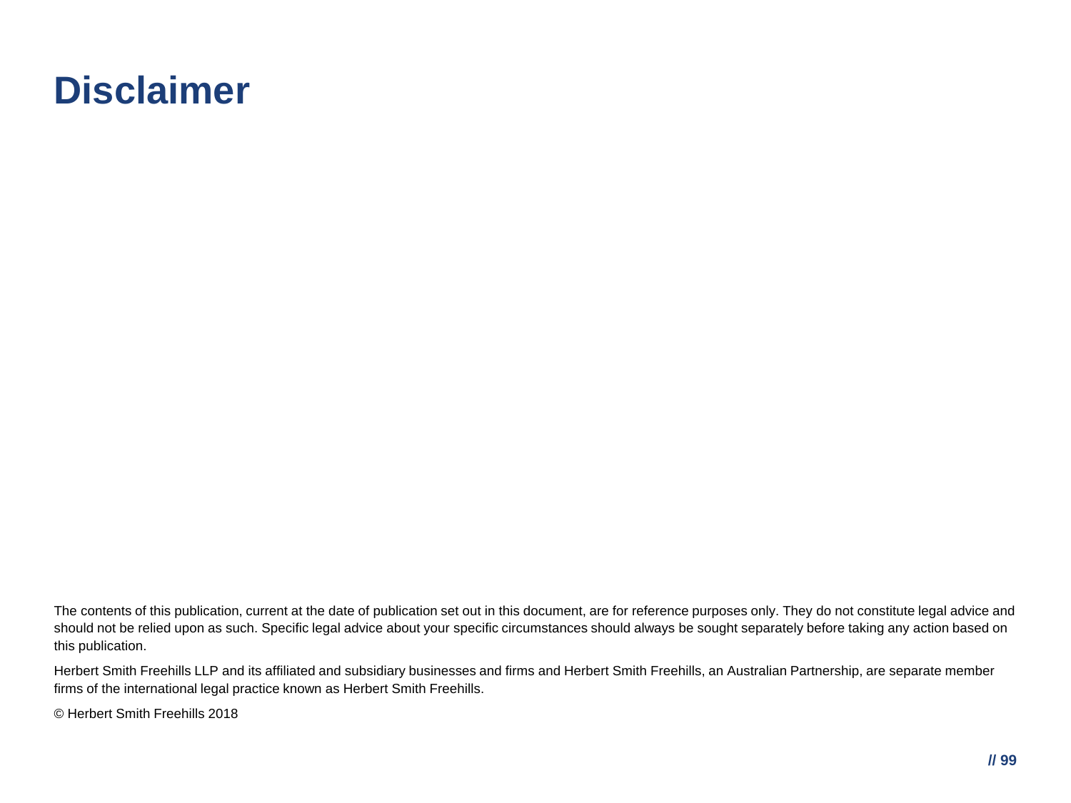# Disclaimer

The contents of this publication, current at the date of publication set out in this document, are for reference purposes only. They do not constitute legal advice and should not be relied upon as such. Specific legal advice about your specific circumstances should always be sought separately before taking any action based on this publication.

Herbert Smith Freehills LLP and its affiliated and subsidiary businesses and firms and Herbert Smith Freehills, an Australian Partnership, are separate member firms of the international legal practice known as Herbert Smith Freehills.

© Herbert Smith Freehills 2018